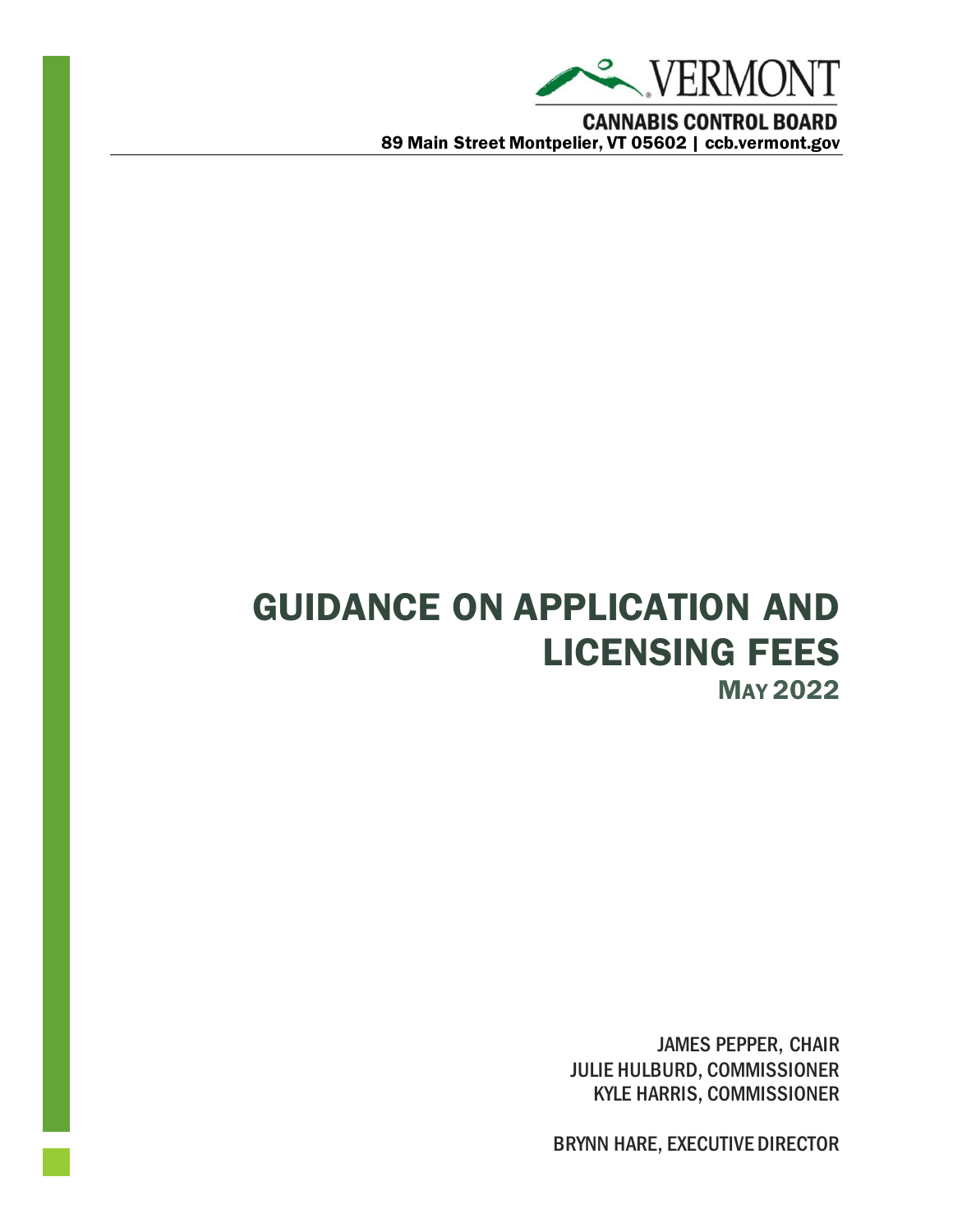VERMONT

**CANNABIS CONTROL BOARD**

**89 Main Street Montpelier, VT 05602 | ccb.vermont.gov**

# GUIDANCE ON APPLICATION AND LICENSING FEES

## MAY 2022

JAMES PEPPER, CHAIR
JULIE HULBURD, COMMISSIONER
KYLE HARRIS, COMMISSIONER

BRYNN HARE, EXECUTIVE DIRECTOR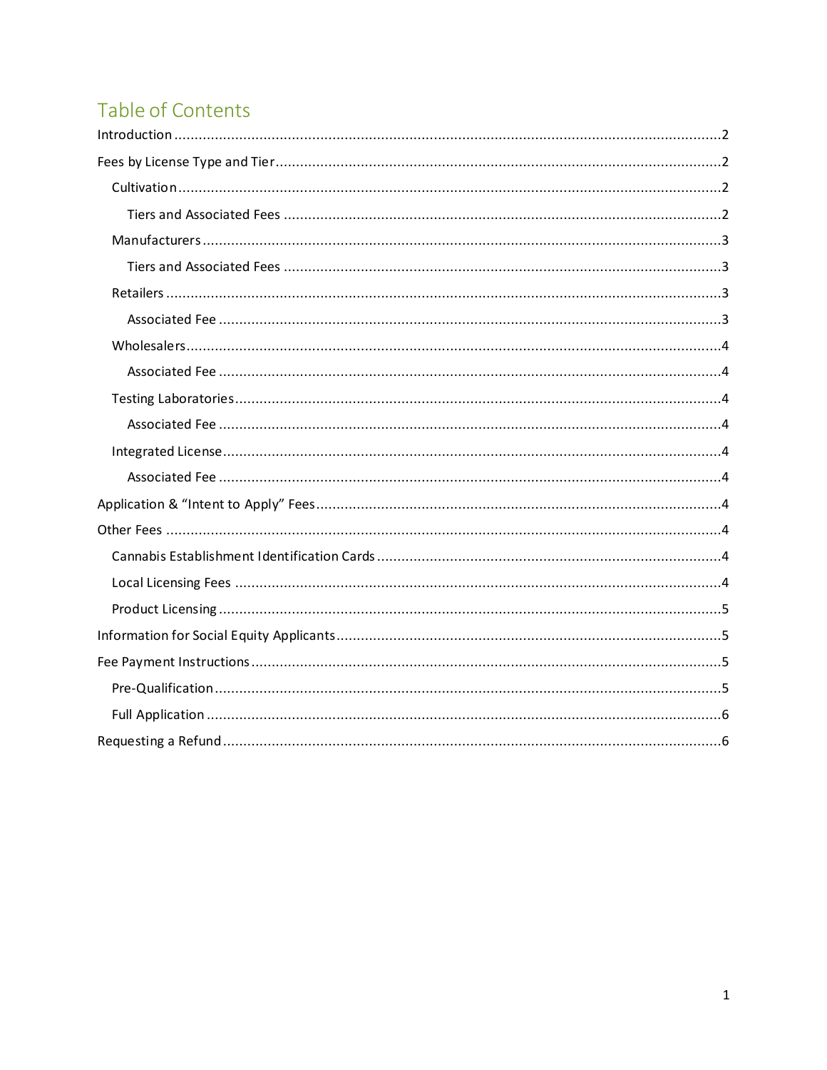# Table of Contents

- Introduction ..... 2
- Fees by License Type and Tier ..... 2
  - Cultivation ..... 2
    - Tiers and Associated Fees ..... 2
  - Manufacturers ..... 3
    - Tiers and Associated Fees ..... 3
  - Retailers ..... 3
    - Associated Fee ..... 3
  - Wholesalers ..... 4
    - Associated Fee ..... 4
  - Testing Laboratories ..... 4
    - Associated Fee ..... 4
  - Integrated License ..... 4
    - Associated Fee ..... 4
- Application & “Intent to Apply” Fees ..... 4
- Other Fees ..... 4
  - Cannabis Establishment Identification Cards ..... 4
  - Local Licensing Fees ..... 4
  - Product Licensing ..... 5
- Information for Social Equity Applicants ..... 5
- Fee Payment Instructions ..... 5
  - Pre-Qualification ..... 5
  - Full Application ..... 6
- Requesting a Refund ..... 6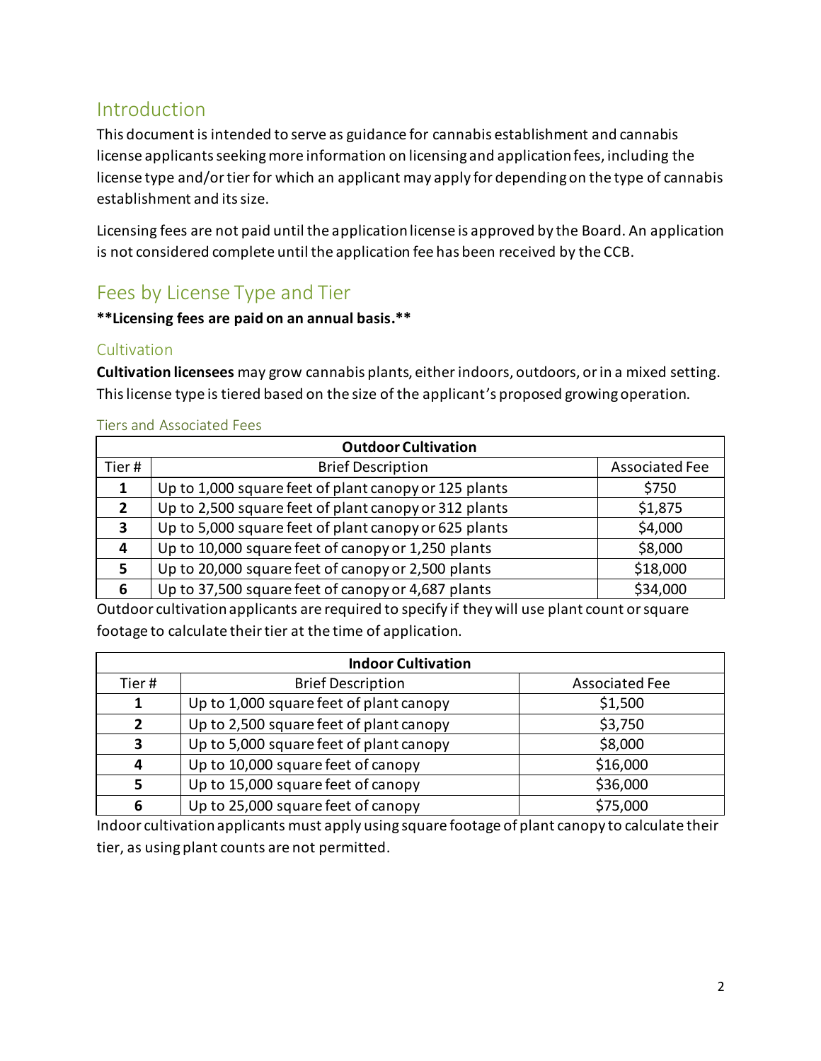## Introduction

This document is intended to serve as guidance for cannabis establishment and cannabis license applicants seeking more information on licensing and application fees, including the license type and/or tier for which an applicant may apply for depending on the type of cannabis establishment and its size.

Licensing fees are not paid until the application license is approved by the Board. An application is not considered complete until the application fee has been received by the CCB.

## Fees by License Type and Tier

**\*\*Licensing fees are paid on an annual basis.\*\***

### Cultivation

**Cultivation licensees** may grow cannabis plants, either indoors, outdoors, or in a mixed setting. This license type is tiered based on the size of the applicant's proposed growing operation.

#### Tiers and Associated Fees

| **Outdoor Cultivation** | | |
|---|---|---|
| Tier # | Brief Description | Associated Fee |
| **1** | Up to 1,000 square feet of plant canopy or 125 plants | $750 |
| **2** | Up to 2,500 square feet of plant canopy or 312 plants | $1,875 |
| **3** | Up to 5,000 square feet of plant canopy or 625 plants | $4,000 |
| **4** | Up to 10,000 square feet of canopy or 1,250 plants | $8,000 |
| **5** | Up to 20,000 square feet of canopy or 2,500 plants | $18,000 |
| **6** | Up to 37,500 square feet of canopy or 4,687 plants | $34,000 |

Outdoor cultivation applicants are required to specify if they will use plant count or square footage to calculate their tier at the time of application.

| **Indoor Cultivation** | | |
|---|---|---|
| Tier # | Brief Description | Associated Fee |
| **1** | Up to 1,000 square feet of plant canopy | $1,500 |
| **2** | Up to 2,500 square feet of plant canopy | $3,750 |
| **3** | Up to 5,000 square feet of plant canopy | $8,000 |
| **4** | Up to 10,000 square feet of canopy | $16,000 |
| **5** | Up to 15,000 square feet of canopy | $36,000 |
| **6** | Up to 25,000 square feet of canopy | $75,000 |

Indoor cultivation applicants must apply using square footage of plant canopy to calculate their tier, as using plant counts are not permitted.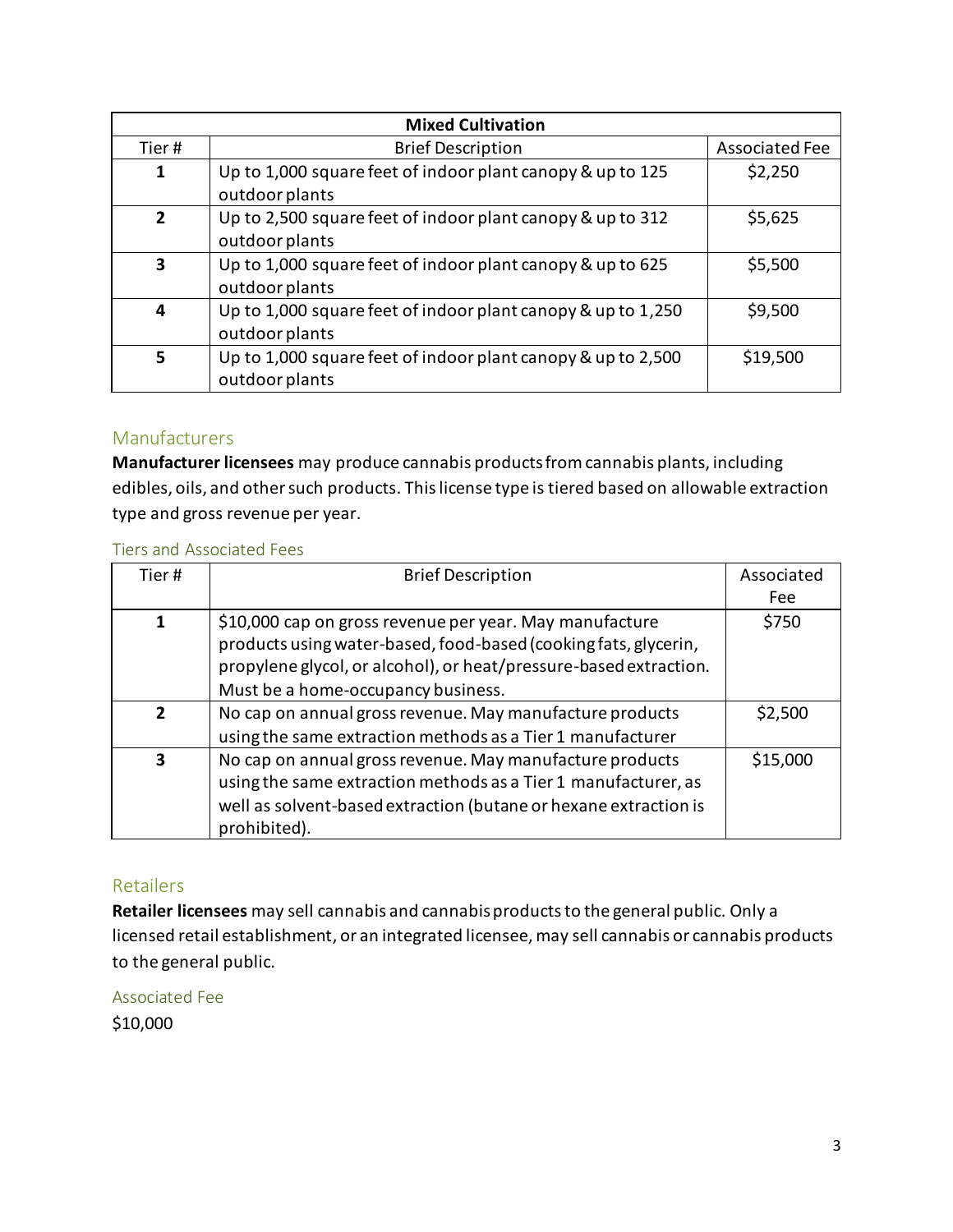| Mixed Cultivation | | |
|---|---|---|
| Tier # | Brief Description | Associated Fee |
| **1** | Up to 1,000 square feet of indoor plant canopy & up to 125 outdoor plants | $2,250 |
| **2** | Up to 2,500 square feet of indoor plant canopy & up to 312 outdoor plants | $5,625 |
| **3** | Up to 1,000 square feet of indoor plant canopy & up to 625 outdoor plants | $5,500 |
| **4** | Up to 1,000 square feet of indoor plant canopy & up to 1,250 outdoor plants | $9,500 |
| **5** | Up to 1,000 square feet of indoor plant canopy & up to 2,500 outdoor plants | $19,500 |

## Manufacturers

**Manufacturer licensees** may produce cannabis products from cannabis plants, including edibles, oils, and other such products. This license type is tiered based on allowable extraction type and gross revenue per year.

### Tiers and Associated Fees

| Tier # | Brief Description | Associated Fee |
|---|---|---|
| **1** | $10,000 cap on gross revenue per year. May manufacture products using water-based, food-based (cooking fats, glycerin, propylene glycol, or alcohol), or heat/pressure-based extraction. Must be a home-occupancy business. | $750 |
| **2** | No cap on annual gross revenue. May manufacture products using the same extraction methods as a Tier 1 manufacturer | $2,500 |
| **3** | No cap on annual gross revenue. May manufacture products using the same extraction methods as a Tier 1 manufacturer, as well as solvent-based extraction (butane or hexane extraction is prohibited). | $15,000 |

## Retailers

**Retailer licensees** may sell cannabis and cannabis products to the general public. Only a licensed retail establishment, or an integrated licensee, may sell cannabis or cannabis products to the general public.

### Associated Fee

$10,000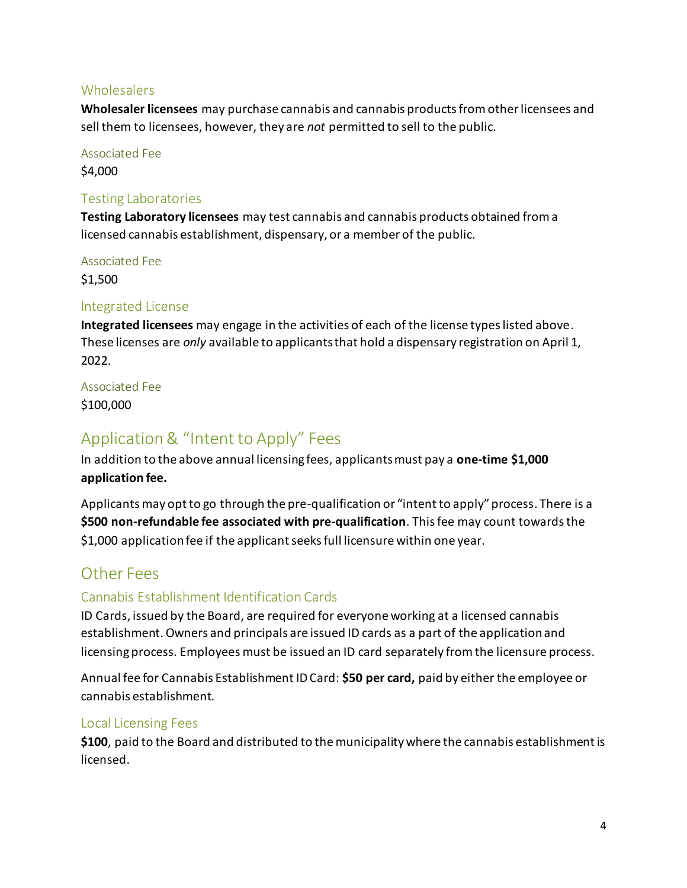### Wholesalers

**Wholesaler licensees** may purchase cannabis and cannabis products from other licensees and sell them to licensees, however, they are *not* permitted to sell to the public.

#### Associated Fee

$4,000

### Testing Laboratories

**Testing Laboratory licensees** may test cannabis and cannabis products obtained from a licensed cannabis establishment, dispensary, or a member of the public.

#### Associated Fee

$1,500

### Integrated License

**Integrated licensees** may engage in the activities of each of the license types listed above. These licenses are *only* available to applicants that hold a dispensary registration on April 1, 2022.

#### Associated Fee

$100,000

## Application & "Intent to Apply" Fees

In addition to the above annual licensing fees, applicants must pay a **one-time $1,000 application fee.**

Applicants may opt to go through the pre-qualification or "intent to apply" process. There is a **$500 non-refundable fee associated with pre-qualification**. This fee may count towards the $1,000 application fee if the applicant seeks full licensure within one year.

## Other Fees

### Cannabis Establishment Identification Cards

ID Cards, issued by the Board, are required for everyone working at a licensed cannabis establishment. Owners and principals are issued ID cards as a part of the application and licensing process. Employees must be issued an ID card separately from the licensure process.

Annual fee for Cannabis Establishment ID Card: **$50 per card,** paid by either the employee or cannabis establishment.

### Local Licensing Fees

**$100**, paid to the Board and distributed to the municipality where the cannabis establishment is licensed.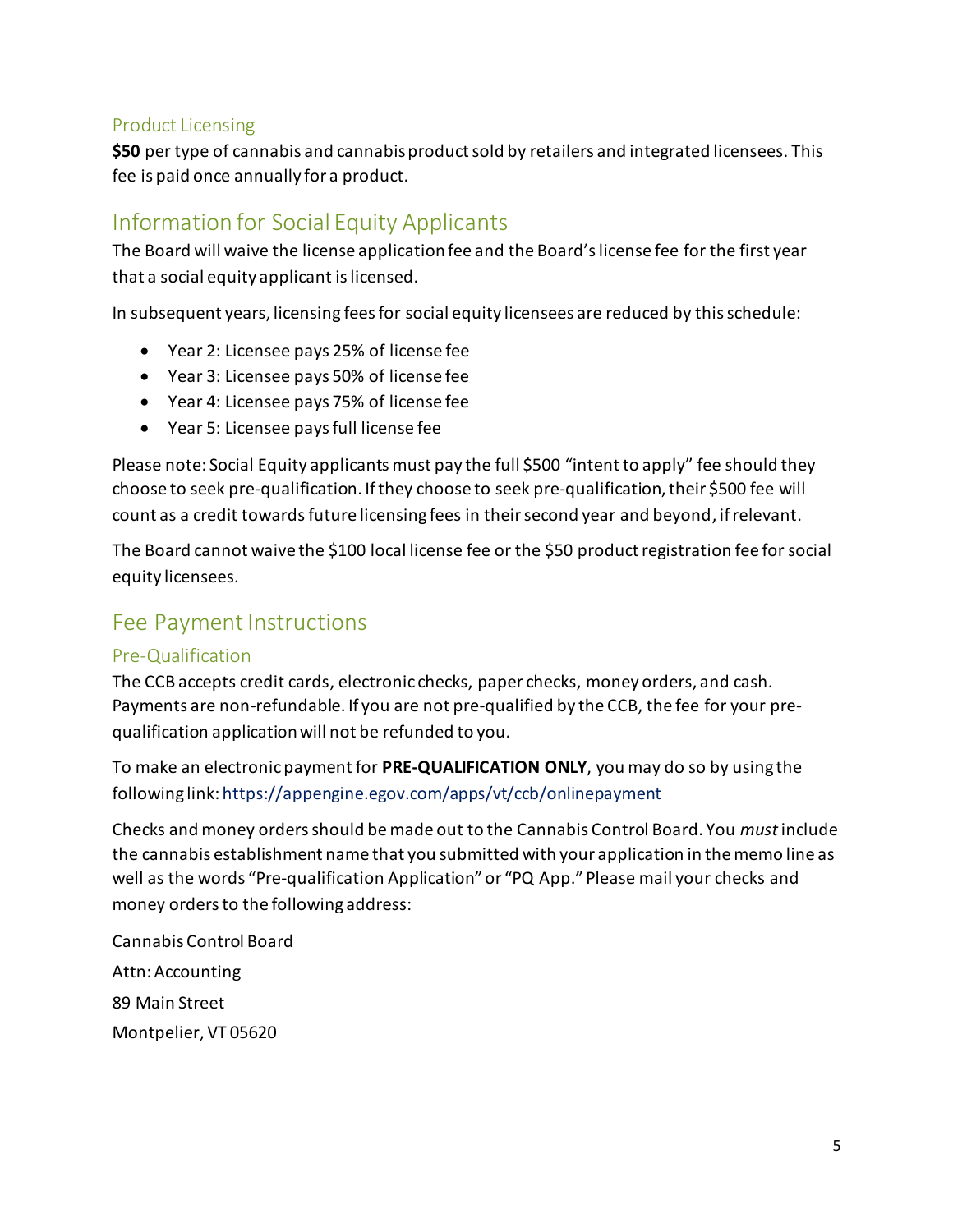### Product Licensing

**$50** per type of cannabis and cannabis product sold by retailers and integrated licensees. This fee is paid once annually for a product.

## Information for Social Equity Applicants

The Board will waive the license application fee and the Board's license fee for the first year that a social equity applicant is licensed.

In subsequent years, licensing fees for social equity licensees are reduced by this schedule:

- Year 2: Licensee pays 25% of license fee
- Year 3: Licensee pays 50% of license fee
- Year 4: Licensee pays 75% of license fee
- Year 5: Licensee pays full license fee

Please note: Social Equity applicants must pay the full $500 "intent to apply" fee should they choose to seek pre-qualification. If they choose to seek pre-qualification, their $500 fee will count as a credit towards future licensing fees in their second year and beyond, if relevant.

The Board cannot waive the $100 local license fee or the $50 product registration fee for social equity licensees.

## Fee Payment Instructions

### Pre-Qualification

The CCB accepts credit cards, electronic checks, paper checks, money orders, and cash. Payments are non-refundable. If you are not pre-qualified by the CCB, the fee for your pre-qualification application will not be refunded to you.

To make an electronic payment for **PRE-QUALIFICATION ONLY**, you may do so by using the following link: https://appengine.egov.com/apps/vt/ccb/onlinepayment

Checks and money orders should be made out to the Cannabis Control Board. You *must* include the cannabis establishment name that you submitted with your application in the memo line as well as the words "Pre-qualification Application" or "PQ App." Please mail your checks and money orders to the following address:

Cannabis Control Board

Attn: Accounting

89 Main Street

Montpelier, VT 05620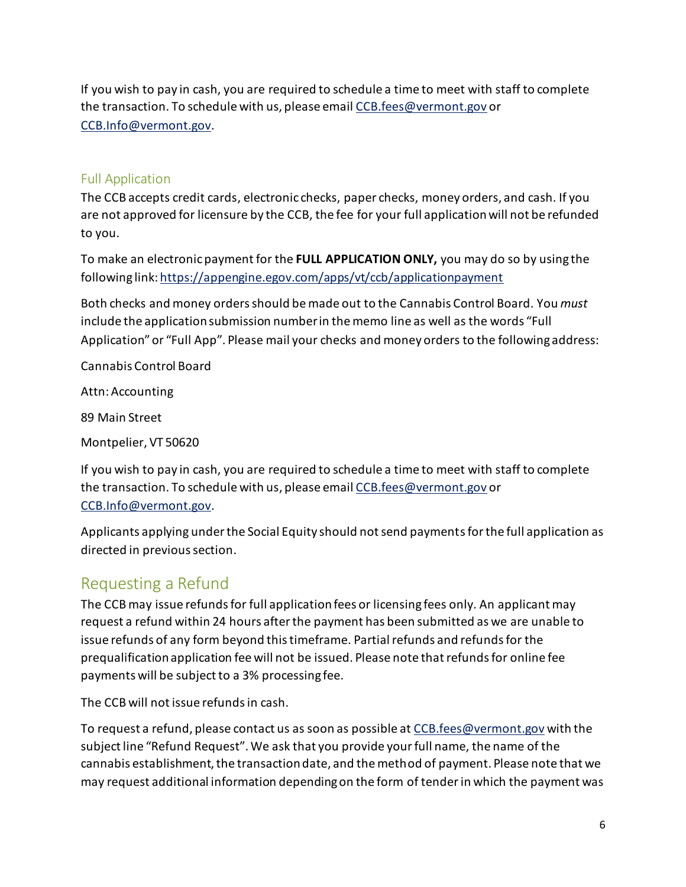If you wish to pay in cash, you are required to schedule a time to meet with staff to complete the transaction. To schedule with us, please email [CCB.fees@vermont.gov](mailto:CCB.fees@vermont.gov) or [CCB.Info@vermont.gov](mailto:CCB.Info@vermont.gov).

### Full Application

The CCB accepts credit cards, electronic checks, paper checks, money orders, and cash. If you are not approved for licensure by the CCB, the fee for your full application will not be refunded to you.

To make an electronic payment for the **FULL APPLICATION ONLY,** you may do so by using the following link: [https://appengine.egov.com/apps/vt/ccb/applicationpayment](https://appengine.egov.com/apps/vt/ccb/applicationpayment)

Both checks and money orders should be made out to the Cannabis Control Board. You *must* include the application submission number in the memo line as well as the words "Full Application" or "Full App". Please mail your checks and money orders to the following address:

Cannabis Control Board

Attn: Accounting

89 Main Street

Montpelier, VT 50620

If you wish to pay in cash, you are required to schedule a time to meet with staff to complete the transaction. To schedule with us, please email [CCB.fees@vermont.gov](mailto:CCB.fees@vermont.gov) or [CCB.Info@vermont.gov](mailto:CCB.Info@vermont.gov).

Applicants applying under the Social Equity should not send payments for the full application as directed in previous section.

## Requesting a Refund

The CCB may issue refunds for full application fees or licensing fees only. An applicant may request a refund within 24 hours after the payment has been submitted as we are unable to issue refunds of any form beyond this timeframe. Partial refunds and refunds for the prequalification application fee will not be issued. Please note that refunds for online fee payments will be subject to a 3% processing fee.

The CCB will not issue refunds in cash.

To request a refund, please contact us as soon as possible at [CCB.fees@vermont.gov](mailto:CCB.fees@vermont.gov) with the subject line "Refund Request". We ask that you provide your full name, the name of the cannabis establishment, the transaction date, and the method of payment. Please note that we may request additional information depending on the form of tender in which the payment was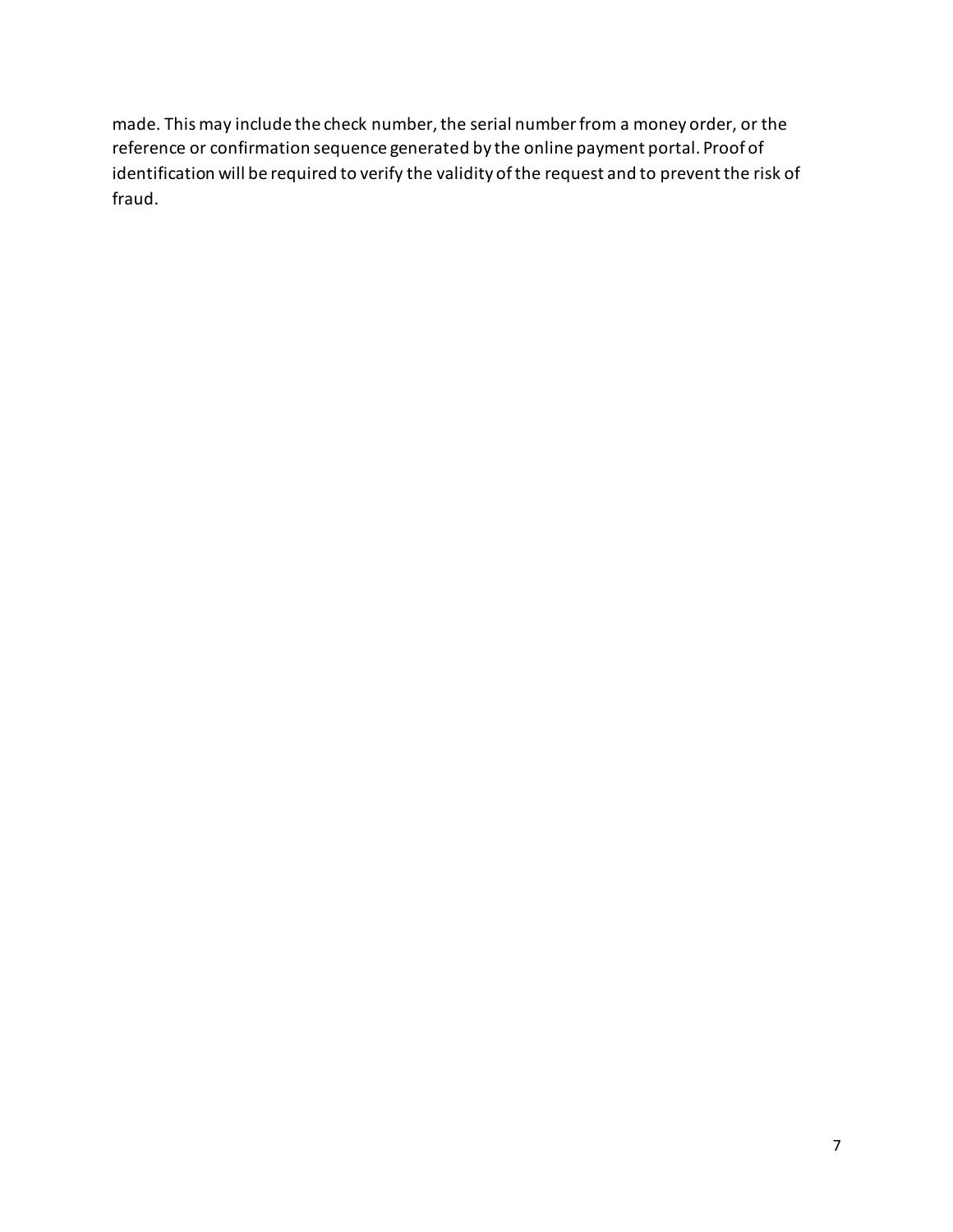made. This may include the check number, the serial number from a money order, or the reference or confirmation sequence generated by the online payment portal. Proof of identification will be required to verify the validity of the request and to prevent the risk of fraud.